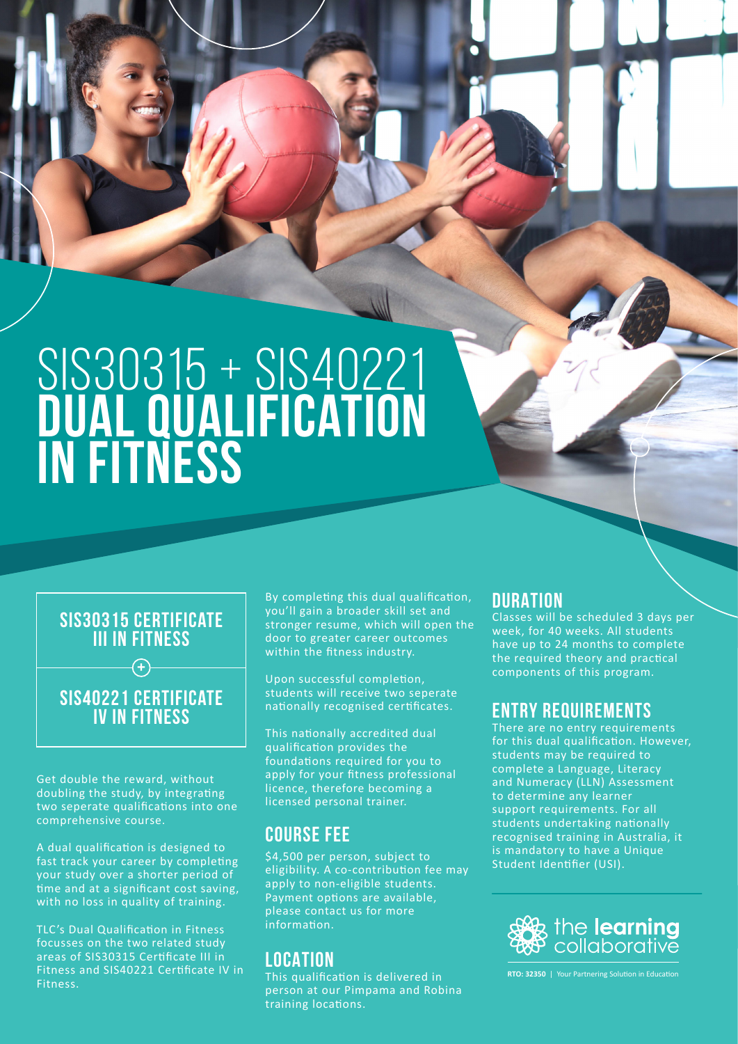# SIS30315 + SIS40221 DUAL QUALIFICATION IN FITNESS

## SIS30315 CERTIFICATE III IN FITNESS

+

## SIS40221 CERTIFICATE IV IN FITNESS

Get double the reward, without doubling the study, by integrating two seperate qualifications into one comprehensive course.

A dual qualification is designed to fast track your career by completing your study over a shorter period of time and at a significant cost saving, with no loss in quality of training.

TLC's Dual Qualification in Fitness focusses on the two related study areas of SIS30315 Certificate III in Fitness and SIS40221 Certificate IV in Fitness.

By completing this dual qualification, you'll gain a broader skill set and stronger resume, which will open the door to greater career outcomes within the fitness industry.

Upon successful completion, students will receive two seperate nationally recognised certificates.

This nationally accredited dual qualification provides the foundations required for you to apply for your fitness professional licence, therefore becoming a licensed personal trainer.

## COURSE FEE

$4,500 per person, subject to eligibility. A co-contribution fee may apply to non-eligible students. Payment options are available, please contact us for more information.

## LOCATION

This qualification is delivered in person at our Pimpama and Robina training locations.

## DURATION

Classes will be scheduled 3 days per week, for 40 weeks. All students have up to 24 months to complete the required theory and practical components of this program.

## ENTRY REQUIREMENTS

There are no entry requirements for this dual qualification. However, students may be required to complete a Language, Literacy and Numeracy (LLN) Assessment to determine any learner support requirements. For all students undertaking nationally recognised training in Australia, it is mandatory to have a Unique Student Identifier (USI).

the **learning** collaborative

**RTO: 32350** | Your Partnering Solution in Education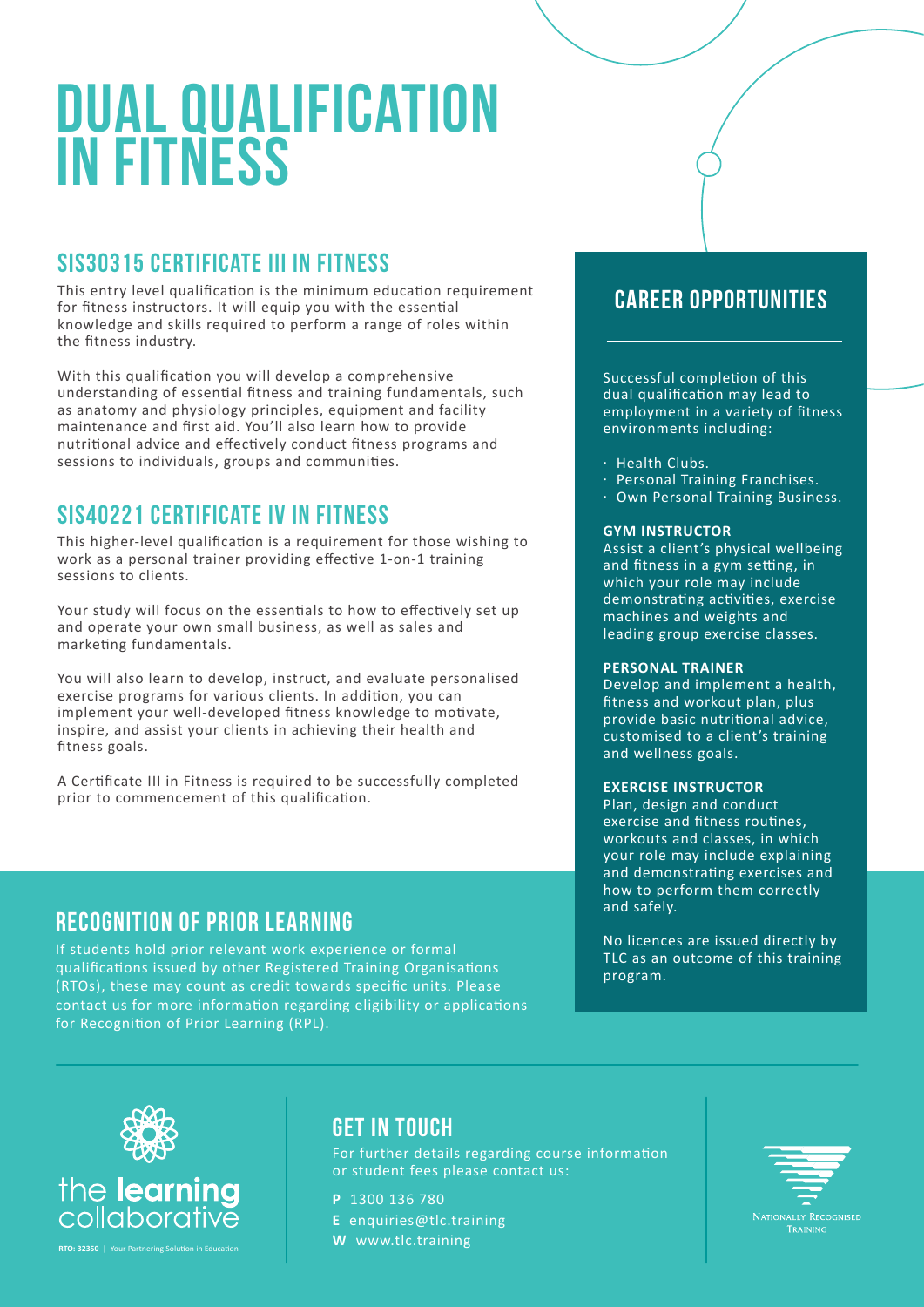# DUAL QUALIFICATION IN FITNESS

## SIS30315 CERTIFICATE III IN FITNESS

This entry level qualification is the minimum education requirement for fitness instructors. It will equip you with the essential knowledge and skills required to perform a range of roles within the fitness industry.

With this qualification you will develop a comprehensive understanding of essential fitness and training fundamentals, such as anatomy and physiology principles, equipment and facility maintenance and first aid. You'll also learn how to provide nutritional advice and effectively conduct fitness programs and sessions to individuals, groups and communities.

## SIS40221 CERTIFICATE IV IN FITNESS

This higher-level qualification is a requirement for those wishing to work as a personal trainer providing effective 1-on-1 training sessions to clients.

Your study will focus on the essentials to how to effectively set up and operate your own small business, as well as sales and marketing fundamentals.

You will also learn to develop, instruct, and evaluate personalised exercise programs for various clients. In addition, you can implement your well-developed fitness knowledge to motivate, inspire, and assist your clients in achieving their health and fitness goals.

A Certificate III in Fitness is required to be successfully completed prior to commencement of this qualification.

## RECOGNITION OF PRIOR LEARNING

If students hold prior relevant work experience or formal qualifications issued by other Registered Training Organisations (RTOs), these may count as credit towards specific units. Please contact us for more information regarding eligibility or applications for Recognition of Prior Learning (RPL).

## CAREER OPPORTUNITIES

Successful completion of this dual qualification may lead to employment in a variety of fitness environments including:

- Health Clubs.
- Personal Training Franchises.
- Own Personal Training Business.

**GYM INSTRUCTOR**
Assist a client's physical wellbeing and fitness in a gym setting, in which your role may include demonstrating activities, exercise machines and weights and leading group exercise classes.

**PERSONAL TRAINER**
Develop and implement a health, fitness and workout plan, plus provide basic nutritional advice, customised to a client's training and wellness goals.

**EXERCISE INSTRUCTOR**
Plan, design and conduct exercise and fitness routines, workouts and classes, in which your role may include explaining and demonstrating exercises and how to perform them correctly and safely.

No licences are issued directly by TLC as an outcome of this training program.

the **learning** collaborative

**RTO: 32350** | Your Partnering Solution in Education

## GET IN TOUCH

For further details regarding course information or student fees please contact us:

**P** 1300 136 780
**E** enquiries@tlc.training
**W** www.tlc.training

Nationally Recognised Training